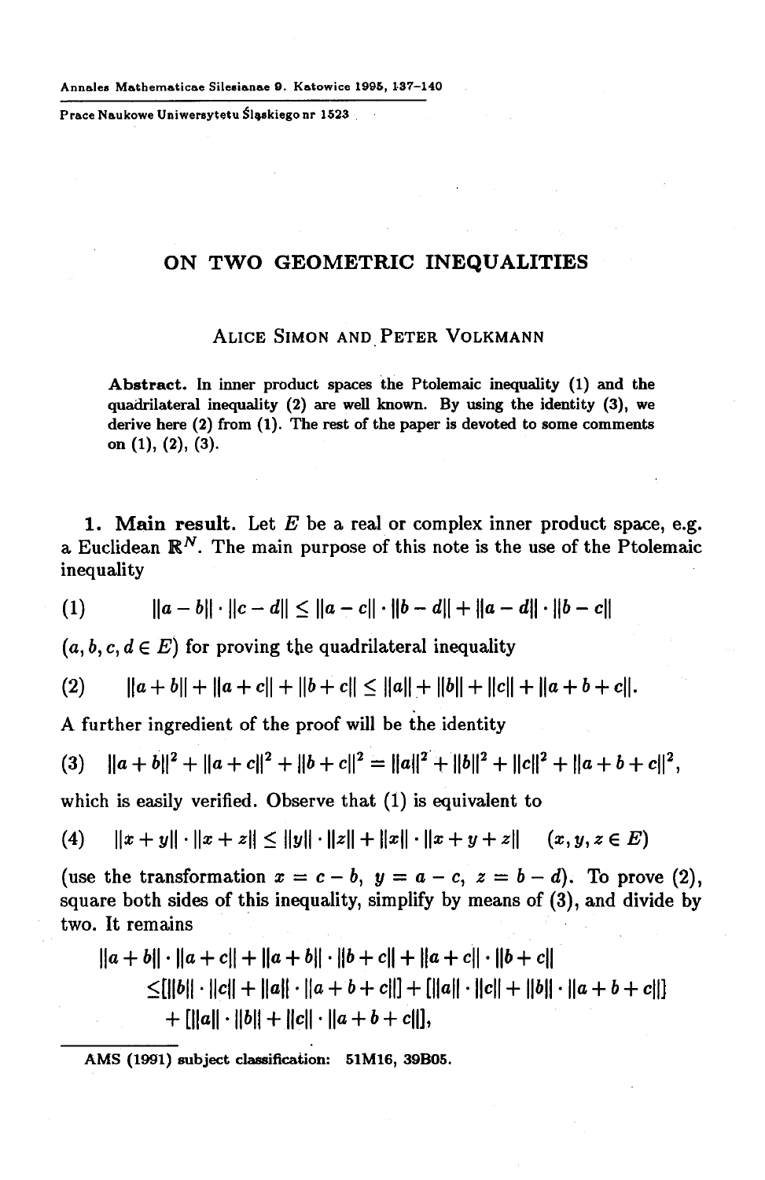# ON TWO GEOMETRIC INEQUALITIES

ALICE SIMON AND PETER VOLKMANN

**Abstract.** In inner product spaces the Ptolemaic inequality (1) and the quadrilateral inequality (2) are well known. By using the identity (3), we derive here (2) from (1). The rest of the paper is devoted to some comments on (1), (2), (3).

## 1. Main result.

Let $E$ be a real or complex inner product space, e.g. a Euclidean $\mathbb{R}^N$. The main purpose of this note is the use of the Ptolemaic inequality

$$(1) \qquad \|a-b\| \cdot \|c-d\| \le \|a-c\| \cdot \|b-d\| + \|a-d\| \cdot \|b-c\|$$

$(a, b, c, d \in E)$ for proving the quadrilateral inequality

$$(2) \qquad \|a+b\| + \|a+c\| + \|b+c\| \le \|a\| + \|b\| + \|c\| + \|a+b+c\|.$$

A further ingredient of the proof will be the identity

$$(3) \qquad \|a+b\|^2 + \|a+c\|^2 + \|b+c\|^2 = \|a\|^2 + \|b\|^2 + \|c\|^2 + \|a+b+c\|^2,$$

which is easily verified. Observe that (1) is equivalent to

$$(4) \qquad \|x+y\| \cdot \|x+z\| \le \|y\| \cdot \|z\| + \|x\| \cdot \|x+y+z\| \qquad (x, y, z \in E)$$

(use the transformation $x = c - b$, $y = a - c$, $z = b - d$). To prove (2), square both sides of this inequality, simplify by means of (3), and divide by two. It remains

$$\begin{aligned}
&\|a+b\| \cdot \|a+c\| + \|a+b\| \cdot \|b+c\| + \|a+c\| \cdot \|b+c\| \\
&\le [\|b\| \cdot \|c\| + \|a\| \cdot \|a+b+c\|] + [\|a\| \cdot \|c\| + \|b\| \cdot \|a+b+c\|] \\
&\quad + [\|a\| \cdot \|b\| + \|c\| \cdot \|a+b+c\|],
\end{aligned}$$

AMS (1991) subject classification: 51M16, 39B05.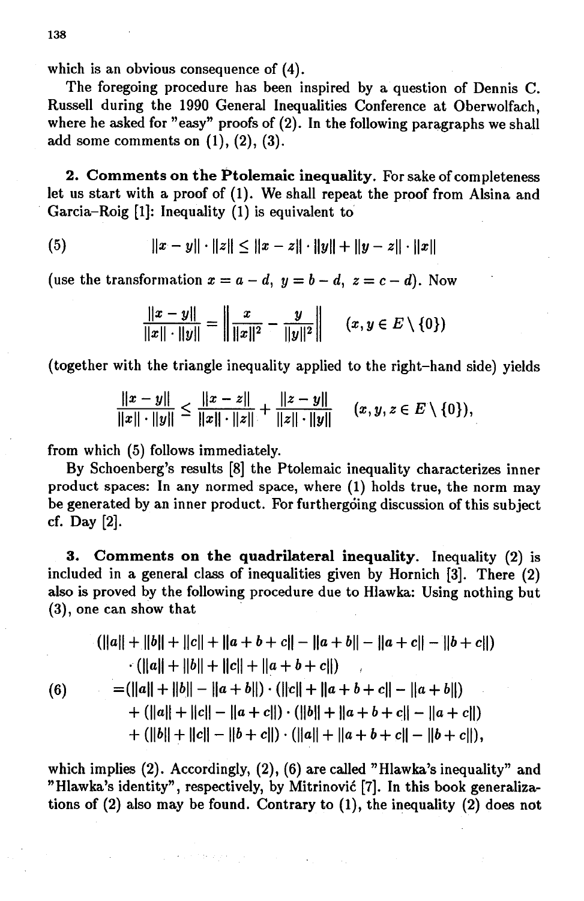which is an obvious consequence of (4).

The foregoing procedure has been inspired by a question of Dennis C. Russell during the 1990 General Inequalities Conference at Oberwolfach, where he asked for "easy" proofs of (2). In the following paragraphs we shall add some comments on (1), (2), (3).

**2. Comments on the Ptolemaic inequality.** For sake of completeness let us start with a proof of (1). We shall repeat the proof from Alsina and Garcia-Roig [1]: Inequality (1) is equivalent to

$$\|x-y\|\cdot\|z\| \leq \|x-z\|\cdot\|y\| + \|y-z\|\cdot\|x\| \tag{5}$$

(use the transformation $x = a - d$, $y = b - d$, $z = c - d$). Now

$$\frac{\|x-y\|}{\|x\|\cdot\|y\|} = \left\| \frac{x}{\|x\|^2} - \frac{y}{\|y\|^2} \right\| \qquad (x, y \in E \setminus \{0\})$$

(together with the triangle inequality applied to the right-hand side) yields

$$\frac{\|x-y\|}{\|x\|\cdot\|y\|} \leq \frac{\|x-z\|}{\|x\|\cdot\|z\|} + \frac{\|z-y\|}{\|z\|\cdot\|y\|} \qquad (x, y, z \in E \setminus \{0\}),$$

from which (5) follows immediately.

By Schoenberg's results [8] the Ptolemaic inequality characterizes inner product spaces: In any normed space, where (1) holds true, the norm may be generated by an inner product. For furthergoing discussion of this subject cf. Day [2].

**3. Comments on the quadrilateral inequality.** Inequality (2) is included in a general class of inequalities given by Hornich [3]. There (2) also is proved by the following procedure due to Hlawka: Using nothing but (3), one can show that

$$\begin{aligned}
&(\|a\| + \|b\| + \|c\| + \|a+b+c\| - \|a+b\| - \|a+c\| - \|b+c\|) \\
&\quad \cdot (\|a\| + \|b\| + \|c\| + \|a+b+c\|) \\
&= (\|a\| + \|b\| - \|a+b\|) \cdot (\|c\| + \|a+b+c\| - \|a+b\|) \\
&\quad + (\|a\| + \|c\| - \|a+c\|) \cdot (\|b\| + \|a+b+c\| - \|a+c\|) \\
&\quad + (\|b\| + \|c\| - \|b+c\|) \cdot (\|a\| + \|a+b+c\| - \|b+c\|),
\end{aligned} \tag{6}$$

which implies (2). Accordingly, (2), (6) are called "Hlawka's inequality" and "Hlawka's identity", respectively, by Mitrinović [7]. In this book generalizations of (2) also may be found. Contrary to (1), the inequality (2) does not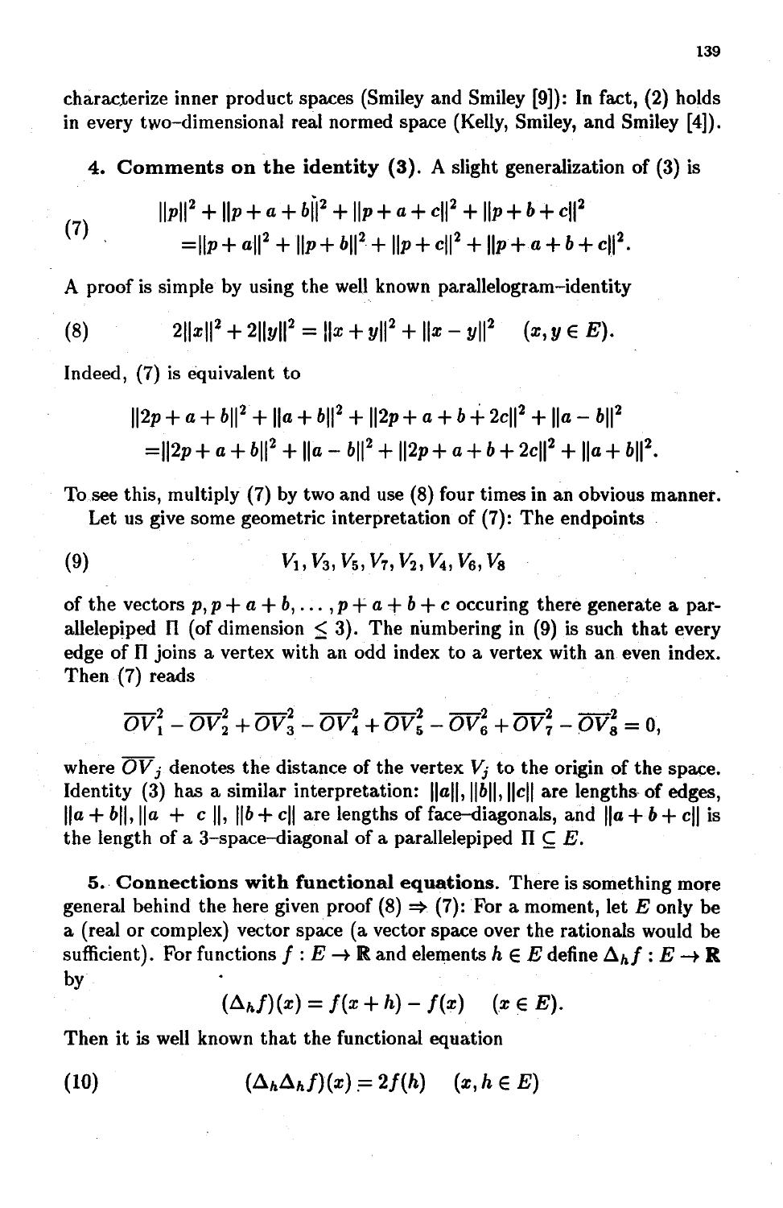characterize inner product spaces (Smiley and Smiley [9]): In fact, (2) holds in every two-dimensional real normed space (Kelly, Smiley, and Smiley [4]).

**4. Comments on the identity (3).** A slight generalization of (3) is

$$
\begin{aligned}
(7)\qquad &\|p\|^2 + \|p+a+b\|^2 + \|p+a+c\|^2 + \|p+b+c\|^2 \\
&= \|p+a\|^2 + \|p+b\|^2 + \|p+c\|^2 + \|p+a+b+c\|^2.
\end{aligned}
$$

A proof is simple by using the well known parallelogram-identity

$$
(8)\qquad 2\|x\|^2 + 2\|y\|^2 = \|x+y\|^2 + \|x-y\|^2 \quad (x, y \in E).
$$

Indeed, (7) is equivalent to

$$
\begin{aligned}
&\|2p+a+b\|^2 + \|a+b\|^2 + \|2p+a+b+2c\|^2 + \|a-b\|^2 \\
&= \|2p+a+b\|^2 + \|a-b\|^2 + \|2p+a+b+2c\|^2 + \|a+b\|^2.
\end{aligned}
$$

To see this, multiply (7) by two and use (8) four times in an obvious manner.

Let us give some geometric interpretation of (7): The endpoints

$$
(9)\qquad V_1, V_3, V_5, V_7, V_2, V_4, V_6, V_8
$$

of the vectors $p, p+a+b, \ldots, p+a+b+c$ occuring there generate a parallelepiped $\Pi$ (of dimension $\leq 3$). The numbering in (9) is such that every edge of $\Pi$ joins a vertex with an odd index to a vertex with an even index. Then (7) reads

$$
\overline{OV}_1^2 - \overline{OV}_2^2 + \overline{OV}_3^2 - \overline{OV}_4^2 + \overline{OV}_5^2 - \overline{OV}_6^2 + \overline{OV}_7^2 - \overline{OV}_8^2 = 0,
$$

where $\overline{OV}_j$ denotes the distance of the vertex $V_j$ to the origin of the space. Identity (3) has a similar interpretation: $\|a\|, \|b\|, \|c\|$ are lengths of edges, $\|a+b\|, \|a+c\|, \|b+c\|$ are lengths of face-diagonals, and $\|a+b+c\|$ is the length of a 3-space-diagonal of a parallelepiped $\Pi \subseteq E$.

**5. Connections with functional equations.** There is something more general behind the here given proof (8) $\Rightarrow$ (7): For a moment, let $E$ only be a (real or complex) vector space (a vector space over the rationals would be sufficient). For functions $f : E \to \mathbb{R}$ and elements $h \in E$ define $\Delta_h f : E \to \mathbb{R}$ by

$$
(\Delta_h f)(x) = f(x+h) - f(x) \quad (x \in E).
$$

Then it is well known that the functional equation

$$
(10)\qquad (\Delta_h \Delta_h f)(x) = 2f(h) \quad (x, h \in E)
$$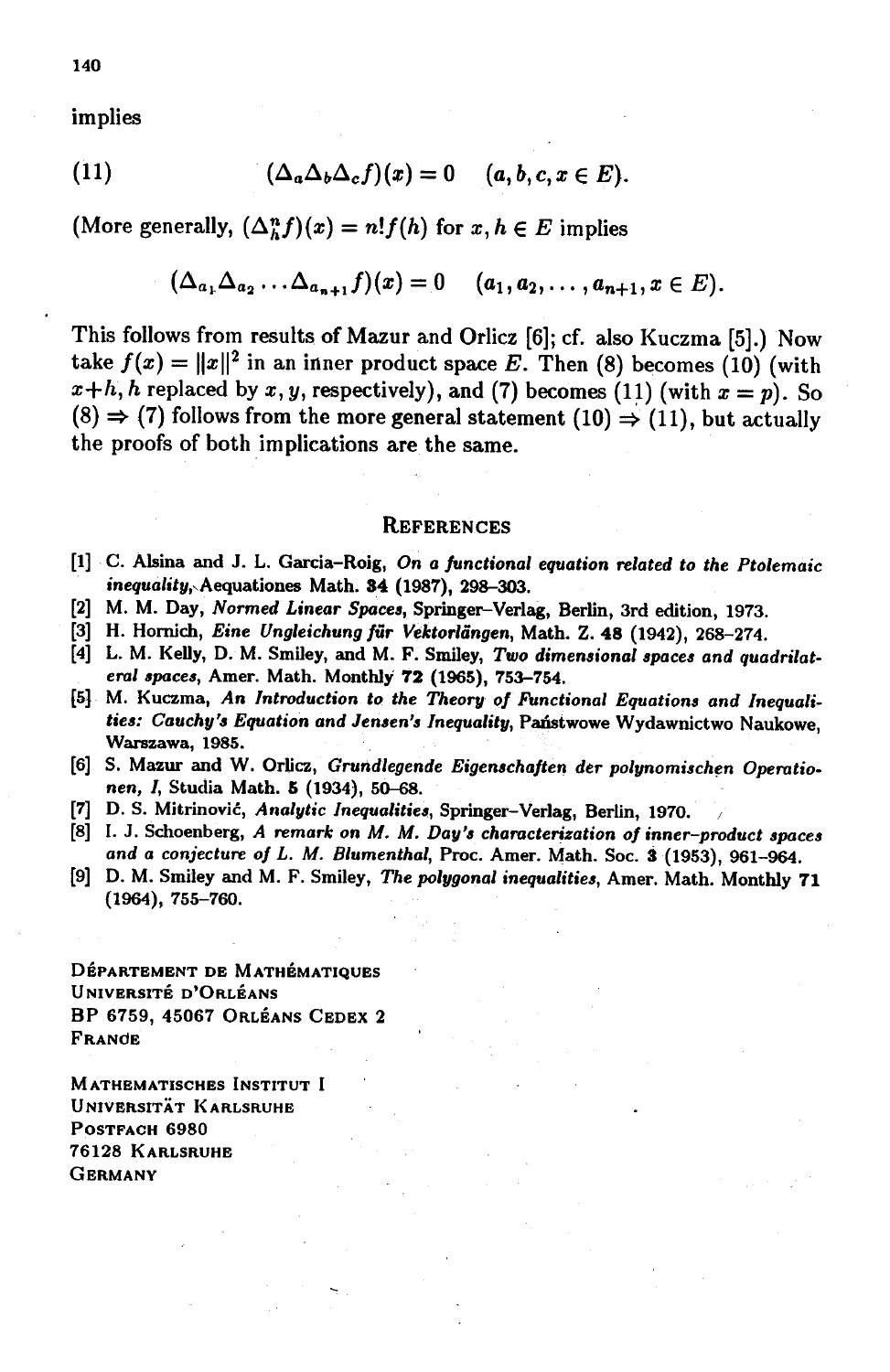implies

$$(\Delta_a \Delta_b \Delta_c f)(x) = 0 \quad (a, b, c, x \in E). \tag{11}$$

(More generally, $(\Delta_h^n f)(x) = n! f(h)$ for $x, h \in E$ implies

$$(\Delta_{a_1} \Delta_{a_2} \dots \Delta_{a_{n+1}} f)(x) = 0 \quad (a_1, a_2, \dots, a_{n+1}, x \in E).$$

This follows from results of Mazur and Orlicz [6]; cf. also Kuczma [5].) Now take $f(x) = \|x\|^2$ in an inner product space $E$. Then (8) becomes (10) (with $x+h, h$ replaced by $x, y$, respectively), and (7) becomes (11) (with $x = p$). So (8) $\Rightarrow$ (7) follows from the more general statement (10) $\Rightarrow$ (11), but actually the proofs of both implications are the same.

## References

[1] C. Alsina and J. L. Garcia-Roig, *On a functional equation related to the Ptolemaic inequality*, Aequationes Math. **34** (1987), 298–303.

[2] M. M. Day, *Normed Linear Spaces*, Springer-Verlag, Berlin, 3rd edition, 1973.

[3] H. Hornich, *Eine Ungleichung für Vektorlängen*, Math. Z. **48** (1942), 268–274.

[4] L. M. Kelly, D. M. Smiley, and M. F. Smiley, *Two dimensional spaces and quadrilateral spaces*, Amer. Math. Monthly **72** (1965), 753–754.

[5] M. Kuczma, *An Introduction to the Theory of Functional Equations and Inequalities: Cauchy's Equation and Jensen's Inequality*, Państwowe Wydawnictwo Naukowe, Warszawa, 1985.

[6] S. Mazur and W. Orlicz, *Grundlegende Eigenschaften der polynomischen Operationen, I*, Studia Math. **5** (1934), 50–68.

[7] D. S. Mitrinović, *Analytic Inequalities*, Springer-Verlag, Berlin, 1970.

[8] I. J. Schoenberg, *A remark on M. M. Day's characterization of inner-product spaces and a conjecture of L. M. Blumenthal*, Proc. Amer. Math. Soc. **3** (1953), 961–964.

[9] D. M. Smiley and M. F. Smiley, *The polygonal inequalities*, Amer. Math. Monthly **71** (1964), 755–760.

Département de Mathématiques
Université d'Orléans
BP 6759, 45067 Orléans Cedex 2
France

Mathematisches Institut I
Universität Karlsruhe
Postfach 6980
76128 Karlsruhe
Germany